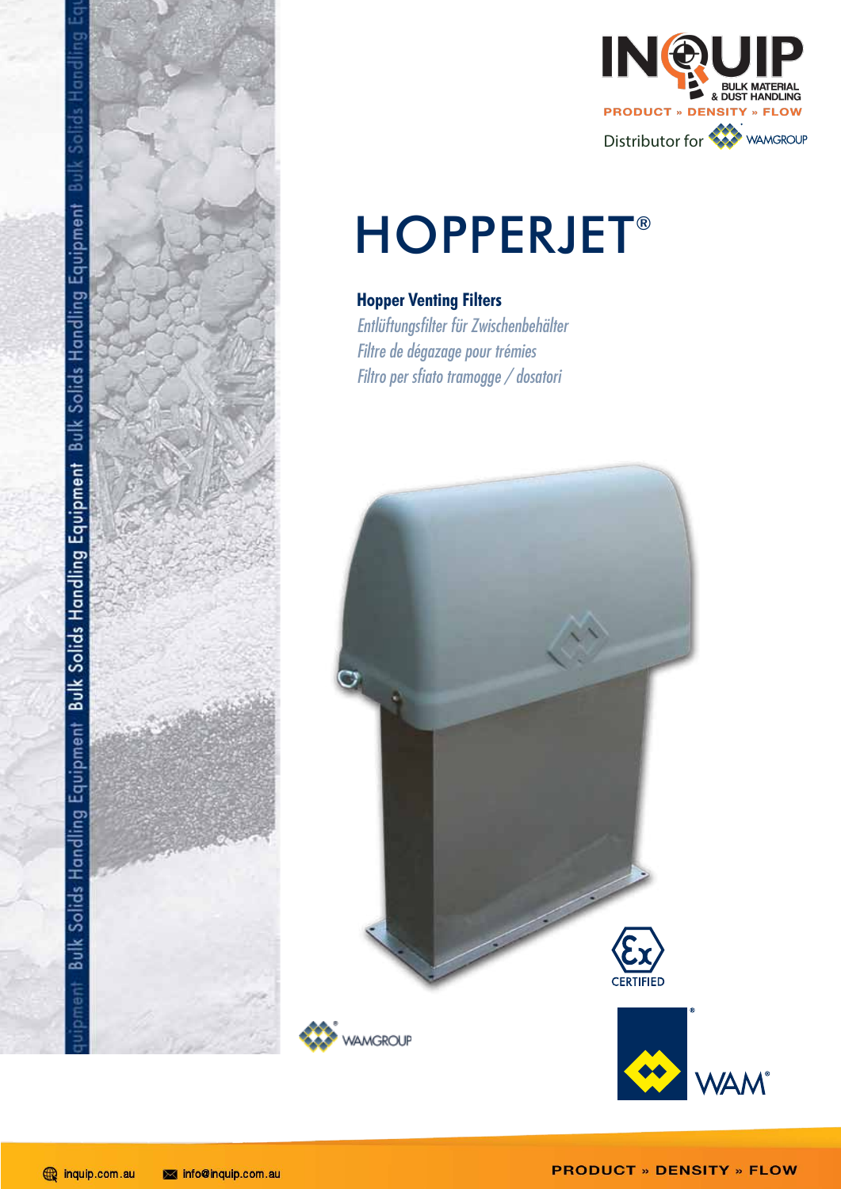INQUIP
BULK MATERIAL & DUST HANDLING
PRODUCT » DENSITY » FLOW
Distributor for WAMGROUP

# HOPPERJET®

**Hopper Venting Filters**

*Entlüftungsfilter für Zwischenbehälter*

*Filtre de dégazage pour trémies*

*Filtro per sfiato tramogge / dosatori*

Bulk Solids Handling Equipment

CERTIFIED

WAMGROUP

WAM®

inquip.com.au

info@inquip.com.au

PRODUCT » DENSITY » FLOW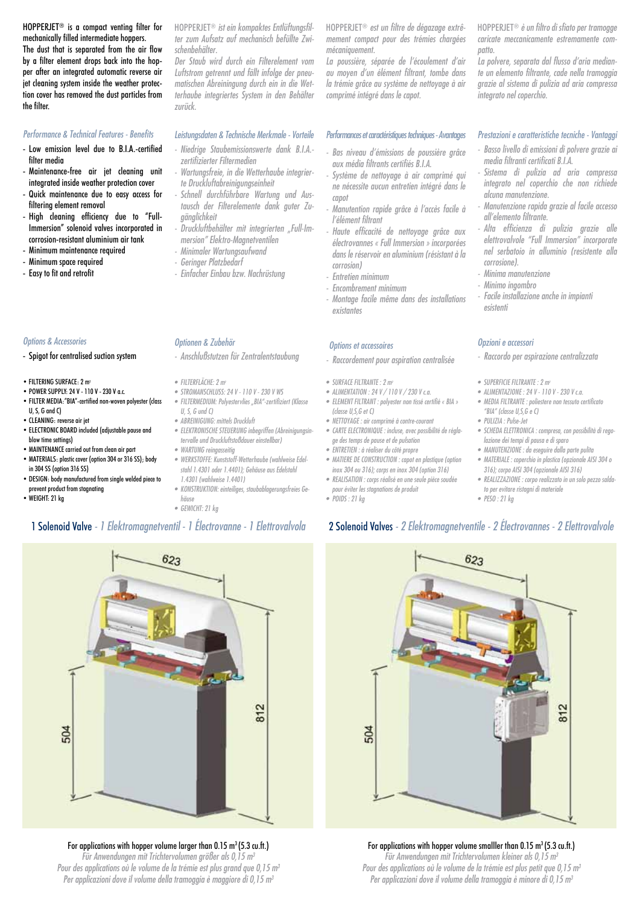HOPPERJET® is a compact venting filter for mechanically filled intermediate hoppers.
The dust that is separated from the air flow by a filter element drops back into the hopper after an integrated automatic reverse air jet cleaning system inside the weather protection cover has removed the dust particles from the filter.

*HOPPERJET® ist ein kompaktes Entlüftungsfilter zum Aufsatz auf mechanisch befüllte Zwischenbehälter.*
*Der Staub wird durch ein Filterelement vom Luftstrom getrennt und fällt infolge der pneumatischen Abreinigung durch ein in die Wetterhaube integriertes System in den Behälter zurück.*

*HOPPERJET® est un filtre de dégazage extrêmement compact pour des trémies chargées mécaniquement.*
*La poussière, séparée de l'écoulement d'air au moyen d'un élément filtrant, tombe dans la trémie grâce au système de nettoyage à air comprimé intégré dans le capot.*

*HOPPERJET® è un filtro di sfiato per tramogge caricate meccanicamente estremamente compatto.*
*La polvere, separata dal flusso d'aria mediante un elemento filtrante, cade nella tramoggia grazie al sistema di pulizia ad aria compressa integrato nel coperchio.*

### *Performance & Technical Features - Benefits*

- Low emission level due to B.I.A.-certified filter media
- Maintenance-free air jet cleaning unit integrated inside weather protection cover
- Quick maintenance due to easy access for filtering element removal
- High cleaning efficiency due to "Full-Immersion" solenoid valves incorporated in corrosion-resistant aluminium air tank
- Minimum maintenance required
- Minimum space required
- Easy to fit and retrofit

### *Leistungsdaten & Technische Merkmale - Vorteile*

- *Niedrige Staubemissionswerte dank B.I.A.-zertifizierter Filtermedien*
- *Wartungsfreie, in die Wetterhaube integrierte Druckluftabreinigungseinheit*
- *Schnell durchführbare Wartung und Austausch der Filterelemente dank guter Zugänglichkeit*
- *Druckluftbehälter mit integrierten „Full-Immersion" Elektro-Magnetventilen*
- *Minimaler Wartungsaufwand*
- *Geringer Platzbedarf*
- *Einfacher Einbau bzw. Nachrüstung*

### *Performances et caractéristiques techniques - Avantages*

- *Bas niveau d'émissions de poussière grâce aux média filtrants certifiés B.I.A.*
- *Système de nettoyage à air comprimé qui ne nécessite aucun entretien intégré dans le capot*
- *Manutention rapide grâce à l'accès facile à l'élément filtrant*
- *Haute efficacité de nettoyage grâce aux électrovannes « Full Immersion » incorporées dans le réservoir en aluminium (résistant à la corrosion)*
- *Entretien minimum*
- *Encombrement minimum*
- *Montage facile même dans des installations existantes*

### *Prestazioni e caratteristiche tecniche - Vantaggi*

- *Basso livello di emissioni di polvere grazie ai media filtranti certificati B.I.A.*
- *Sistema di pulizia ad aria compressa integrato nel coperchio che non richiede alcuna manutenzione.*
- *Manutenzione rapida grazie al facile accesso all'elemento filtrante.*
- *Alta efficienza di pulizia grazie alle elettrovalvole "Full Immersion" incorporate nel serbatoio in alluminio (resistente alla corrosione).*
- *Minima manutenzione*
- *Minimo ingombro*
- *Facile installazione anche in impianti esistenti*

### *Options & Accessories*

- Spigot for centralised suction system

- FILTERING SURFACE: 2 m²
- POWER SUPPLY: 24 V - 110 V - 230 V a.c.
- FILTER MEDIA: "BIA"-certified non-woven polyester (class U, S, G and C)
- CLEANING: reverse air jet
- ELECTRONIC BOARD included (adjustable pause and blow time settings)
- MAINTENANCE carried out from clean air part
- MATERIALS: plastic cover (option 304 or 316 SS); body in 304 SS (option 316 SS)
- DESIGN: body manufactured from single welded piece to prevent product from stagnating
- WEIGHT: 21 kg

### *Optionen & Zubehör*

- *Anschlußstutzen für Zentralentstaubung*

- *FILTERFLÄCHE: 2 m²*
- *STROMANSCHLUSS: 24 V - 110 V - 230 V WS*
- *FILTERMEDIUM: Polyestervlies „BIA"-zertifiziert (Klasse U, S, G und C)*
- *ABREINIGUNG: mittels Druckluft*
- *ELEKTRONISCHE STEUERUNG inbegriffen (Abreinigungsintervalle und Druckluftstoßdauer einstellbar)*
- *WARTUNG reingasseitig*
- *WERKSTOFFE: Kunststoff-Wetterhaube (wahlweise Edelstahl 1.4301 oder 1.4401); Gehäuse aus Edelstahl 1.4301 (wahlweise 1.4401)*
- *KONSTRUKTION: einteiliges, staubablagerungsfreies Gehäuse*
- *GEWICHT: 21 kg*

### *Options et accessoires*

- *Raccordement pour aspiration centralisée*

- *SURFACE FILTRANTE : 2 m²*
- *ALIMENTATION : 24 V / 110 V / 230 V c.a.*
- *ELEMENT FILTRANT : polyester non tissé certifié « BIA » (classe U,S,G et C)*
- *NETTOYAGE : air comprimé à contre-courant*
- *CARTE ELECTRONIQUE : incluse, avec possibilité de réglage des temps de pause et de pulsation*
- *ENTRETIEN : à réaliser du côté propre*
- *MATIERE DE CONSTRUCTION : capot en plastique (option inox 304 ou 316); corps en inox 304 (option 316)*
- *REALISATION : corps réalisé en une seule pièce soudée pour éviter les stagnations de produit*
- *POIDS : 21 kg*

### *Opzioni e accessori*

- *Raccordo per aspirazione centralizzata*

- *SUPERFICIE FILTRANTE : 2 m²*
- *ALIMENTAZIONE : 24 V - 110 V - 230 V c.a.*
- *MEDIA FILTRANTE : poliestere non tessuto certificato "BIA" (classe U,S,G e C)*
- *PULIZIA : Pulse-Jet*
- *SCHEDA ELETTRONICA : compresa, con possibilità di regolazione dei tempi di pausa e di sparo*
- *MANUTENZIONE : da eseguire dalla parte pulita*
- *MATERIALE : coperchio in plastica (opzionale AISI 304 o 316); corpo AISI 304 (opzionale AISI 316)*
- *REALIZZAZIONE : corpo realizzato in un solo pezzo saldato per evitare ristagni di materiale*
- *PESO : 21 kg*

## 1 Solenoid Valve - *1 Elektromagnetventil - 1 Électrovanne - 1 Elettrovalvola*

623 | 812 | 504

For applications with hopper volume larger than 0.15 m³ (5.3 cu.ft.)
*Für Anwendungen mit Trichtervolumen größer als 0,15 m³*
*Pour des applications où le volume de la trémie est plus grand que 0,15 m³*
*Per applicazioni dove il volume della tramoggia è maggiore di 0,15 m³*

## 2 Solenoid Valves - *2 Elektromagnetventile - 2 Électrovannes - 2 Elettrovalvole*

623 | 812 | 504

For applications with hopper volume smalller than 0.15 m³ (5.3 cu.ft.)
*Für Anwendungen mit Trichtervolumen kleiner als 0,15 m³*
*Pour des applications où le volume de la trémie est plus petit que 0,15 m³*
*Per applicazioni dove il volume della tramoggia è minore di 0,15 m³*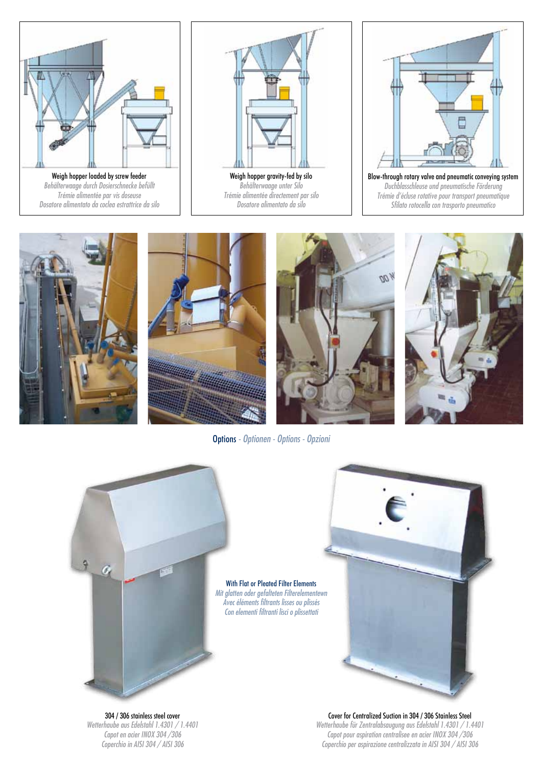Weigh hopper loaded by screw feeder
*Behälterwaage durch Dosierschnecke befüllt*
*Trémie alimentée par vis doseuse*
*Dosatore alimentato da coclea estrattrice da silo*

Weigh hopper gravity-fed by silo
*Behälterwaage unter Silo*
*Trémie alimentée directement par silo*
*Dosatore alimentato da silo*

Blow-through rotary valve and pneumatic conveying system
*Duchblasschleuse und pneumatische Förderung*
*Trémie d'écluse rotative pour transport pneumatique*
*Sfilato rotocella con trasporto pneumatico*

## Options - *Optionen - Options - Opzioni*

With Flat or Pleated Filter Elements
*Mit glatten oder gefalteten Filterelementewn*
*Avec éléments filtrants lisses ou plissés*
*Con elementi filtranti lisci o plissettati*

304 / 306 stainless steel cover
*Wetterhaube aus Edelstahl 1.4301 / 1.4401*
*Capot en acier INOX 304 /306*
*Coperchio in AISI 304 / AISI 306*

Cover for Centralized Suction in 304 / 306 Stainless Steel
*Wetterhaube für Zentralabsaugung aus Edelstahl 1.4301 / 1.4401*
*Capot pour aspiration centralisee en acier INOX 304 /306*
*Coperchio per aspirazione centralizzata in AISI 304 / AISI 306*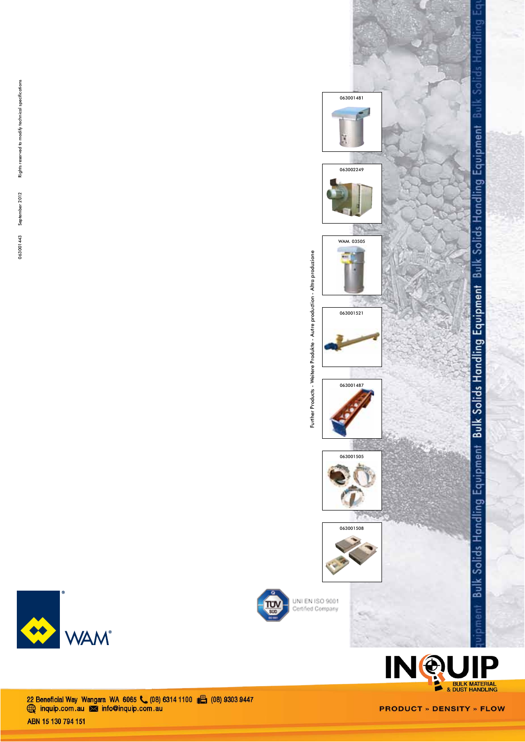063001443 September 2012 Rights reserved to modify technical specifications

Further Products - Weitere Produkte - Autre production - Altra produzione

063001481

063002249

WAM. 03505

063001521

063001487

063001505

063001508

Bulk Solids Handling Equipment Bulk Solids Handling Equipment Bulk Solids Handling Equipment Bulk Solids Handling Equipment

WAM®

UNI EN ISO 9001 Certified Company

INQUIP BULK MATERIAL & DUST HANDLING

22 Beneficial Way Wangara WA 6065 (08) 6314 1100 (08) 9303 9447
inquip.com.au info@inquip.com.au
ABN 15 130 794 151

PRODUCT » DENSITY » FLOW